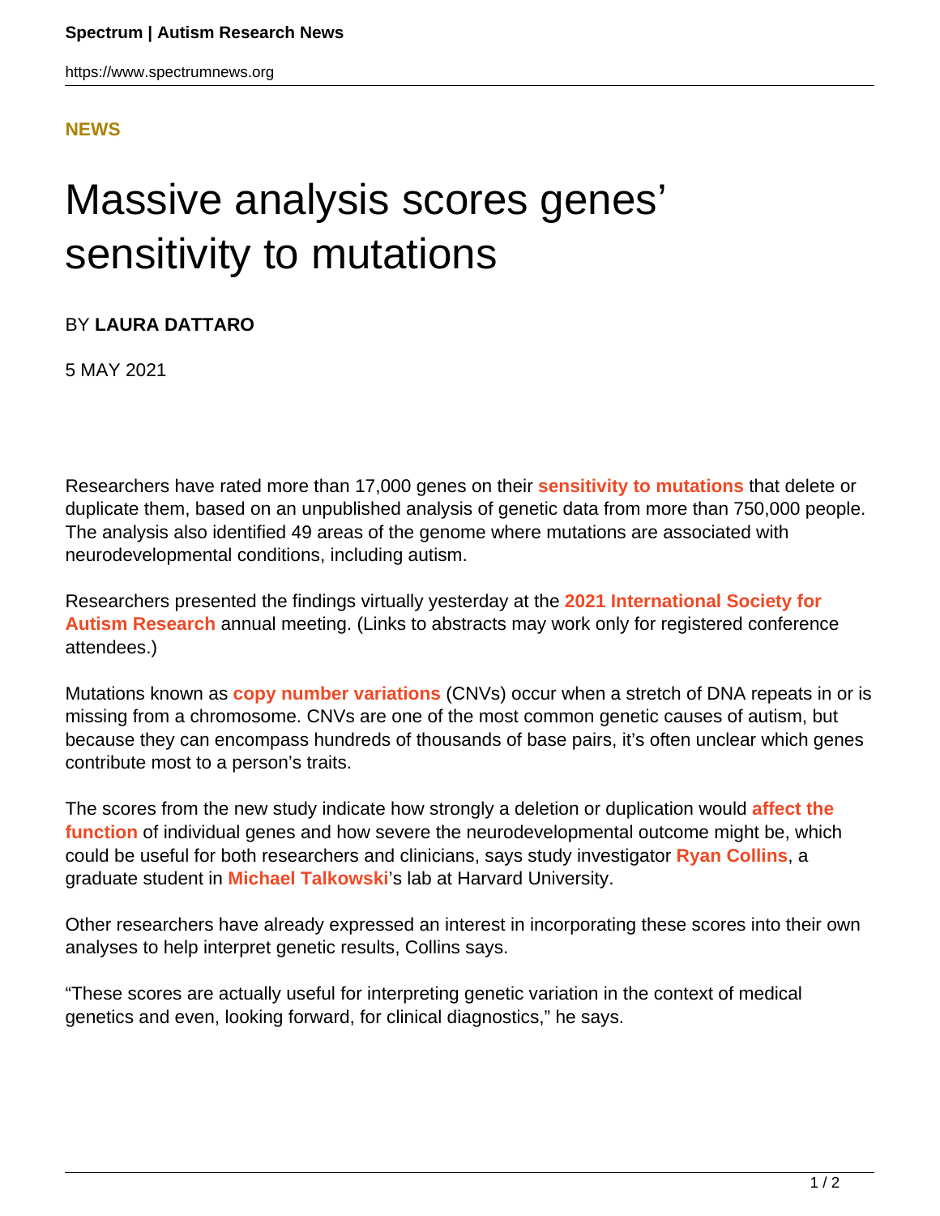NEWS

# Massive analysis scores genes' sensitivity to mutations

BY **LAURA DATTARO**

5 MAY 2021

Researchers have rated more than 17,000 genes on their **sensitivity to mutations** that delete or duplicate them, based on an unpublished analysis of genetic data from more than 750,000 people. The analysis also identified 49 areas of the genome where mutations are associated with neurodevelopmental conditions, including autism.

Researchers presented the findings virtually yesterday at the **2021 International Society for Autism Research** annual meeting. (Links to abstracts may work only for registered conference attendees.)

Mutations known as **copy number variations** (CNVs) occur when a stretch of DNA repeats in or is missing from a chromosome. CNVs are one of the most common genetic causes of autism, but because they can encompass hundreds of thousands of base pairs, it's often unclear which genes contribute most to a person's traits.

The scores from the new study indicate how strongly a deletion or duplication would **affect the function** of individual genes and how severe the neurodevelopmental outcome might be, which could be useful for both researchers and clinicians, says study investigator **Ryan Collins**, a graduate student in **Michael Talkowski**'s lab at Harvard University.

Other researchers have already expressed an interest in incorporating these scores into their own analyses to help interpret genetic results, Collins says.

"These scores are actually useful for interpreting genetic variation in the context of medical genetics and even, looking forward, for clinical diagnostics," he says.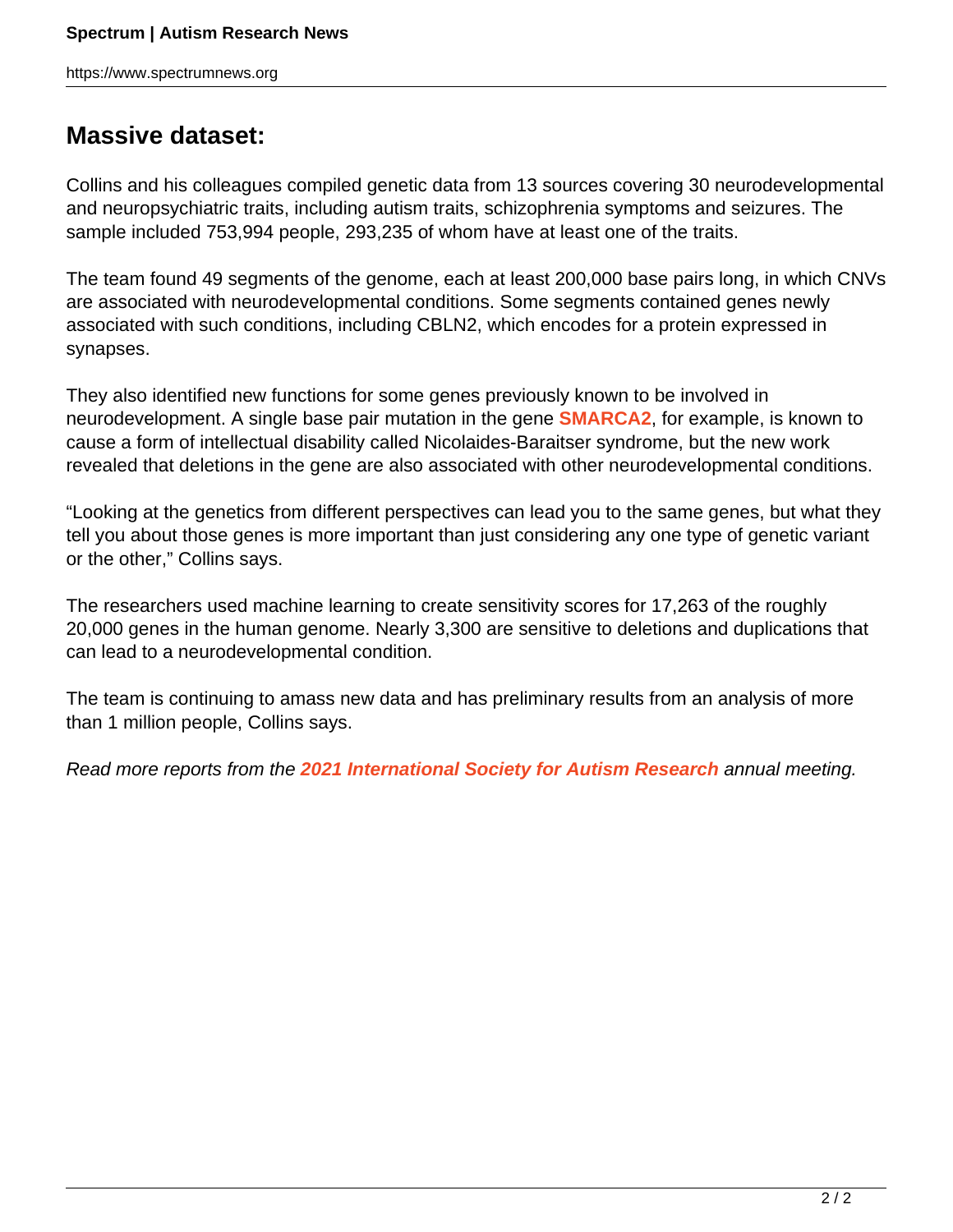## Massive dataset:

Collins and his colleagues compiled genetic data from 13 sources covering 30 neurodevelopmental and neuropsychiatric traits, including autism traits, schizophrenia symptoms and seizures. The sample included 753,994 people, 293,235 of whom have at least one of the traits.

The team found 49 segments of the genome, each at least 200,000 base pairs long, in which CNVs are associated with neurodevelopmental conditions. Some segments contained genes newly associated with such conditions, including CBLN2, which encodes for a protein expressed in synapses.

They also identified new functions for some genes previously known to be involved in neurodevelopment. A single base pair mutation in the gene **SMARCA2**, for example, is known to cause a form of intellectual disability called Nicolaides-Baraitser syndrome, but the new work revealed that deletions in the gene are also associated with other neurodevelopmental conditions.

"Looking at the genetics from different perspectives can lead you to the same genes, but what they tell you about those genes is more important than just considering any one type of genetic variant or the other," Collins says.

The researchers used machine learning to create sensitivity scores for 17,263 of the roughly 20,000 genes in the human genome. Nearly 3,300 are sensitive to deletions and duplications that can lead to a neurodevelopmental condition.

The team is continuing to amass new data and has preliminary results from an analysis of more than 1 million people, Collins says.

*Read more reports from the* ***2021 International Society for Autism Research*** *annual meeting.*